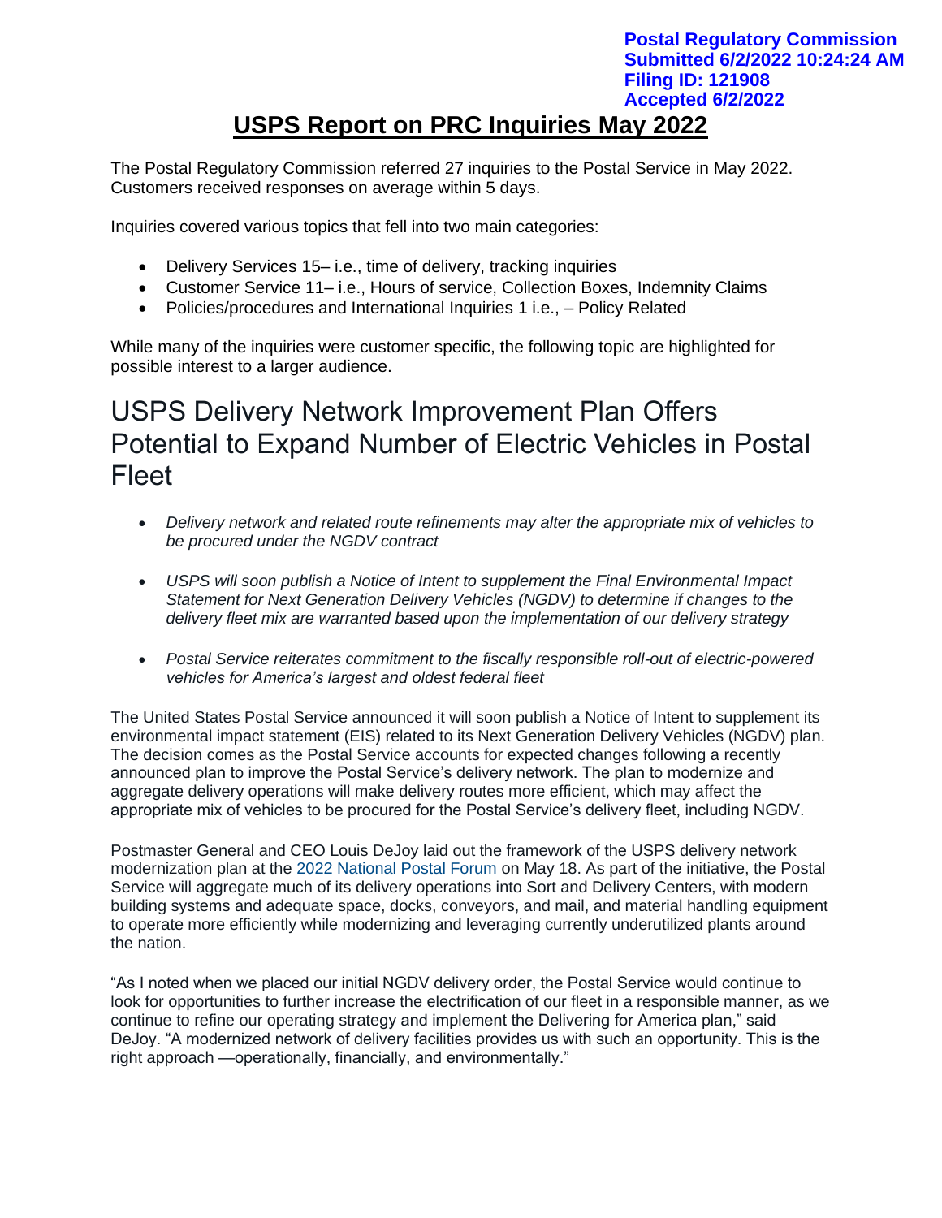**Postal Regulatory Commission**
**Submitted 6/2/2022 10:24:24 AM**
**Filing ID: 121908**
**Accepted 6/2/2022**

# USPS Report on PRC Inquiries May 2022

The Postal Regulatory Commission referred 27 inquiries to the Postal Service in May 2022. Customers received responses on average within 5 days.

Inquiries covered various topics that fell into two main categories:

- Delivery Services 15– i.e., time of delivery, tracking inquiries
- Customer Service 11– i.e., Hours of service, Collection Boxes, Indemnity Claims
- Policies/procedures and International Inquiries 1 i.e., – Policy Related

While many of the inquiries were customer specific, the following topic are highlighted for possible interest to a larger audience.

## USPS Delivery Network Improvement Plan Offers Potential to Expand Number of Electric Vehicles in Postal Fleet

- *Delivery network and related route refinements may alter the appropriate mix of vehicles to be procured under the NGDV contract*
- *USPS will soon publish a Notice of Intent to supplement the Final Environmental Impact Statement for Next Generation Delivery Vehicles (NGDV) to determine if changes to the delivery fleet mix are warranted based upon the implementation of our delivery strategy*
- *Postal Service reiterates commitment to the fiscally responsible roll-out of electric-powered vehicles for America's largest and oldest federal fleet*

The United States Postal Service announced it will soon publish a Notice of Intent to supplement its environmental impact statement (EIS) related to its Next Generation Delivery Vehicles (NGDV) plan. The decision comes as the Postal Service accounts for expected changes following a recently announced plan to improve the Postal Service's delivery network. The plan to modernize and aggregate delivery operations will make delivery routes more efficient, which may affect the appropriate mix of vehicles to be procured for the Postal Service's delivery fleet, including NGDV.

Postmaster General and CEO Louis DeJoy laid out the framework of the USPS delivery network modernization plan at the 2022 National Postal Forum on May 18. As part of the initiative, the Postal Service will aggregate much of its delivery operations into Sort and Delivery Centers, with modern building systems and adequate space, docks, conveyors, and mail, and material handling equipment to operate more efficiently while modernizing and leveraging currently underutilized plants around the nation.

"As I noted when we placed our initial NGDV delivery order, the Postal Service would continue to look for opportunities to further increase the electrification of our fleet in a responsible manner, as we continue to refine our operating strategy and implement the Delivering for America plan," said DeJoy. "A modernized network of delivery facilities provides us with such an opportunity. This is the right approach —operationally, financially, and environmentally."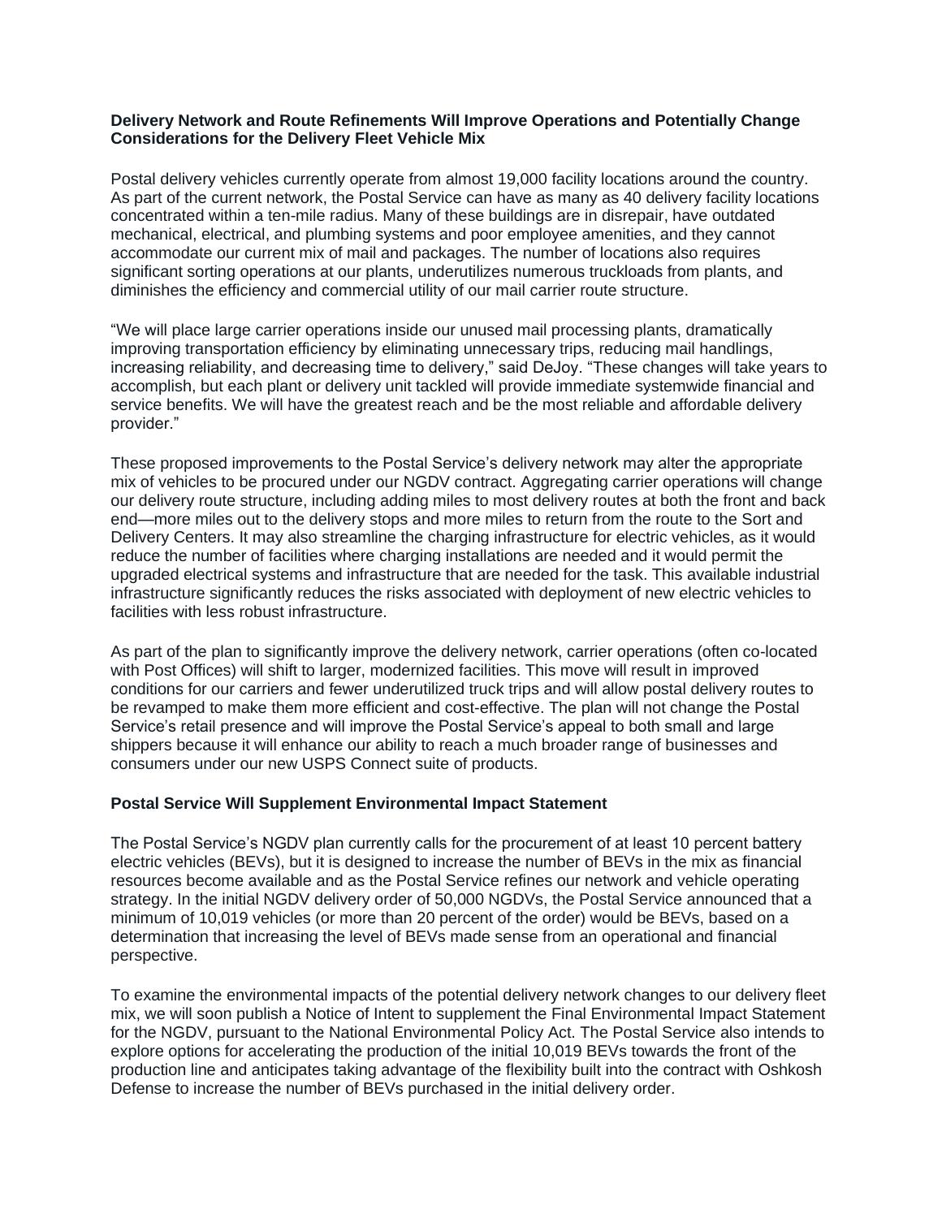**Delivery Network and Route Refinements Will Improve Operations and Potentially Change Considerations for the Delivery Fleet Vehicle Mix**

Postal delivery vehicles currently operate from almost 19,000 facility locations around the country. As part of the current network, the Postal Service can have as many as 40 delivery facility locations concentrated within a ten-mile radius. Many of these buildings are in disrepair, have outdated mechanical, electrical, and plumbing systems and poor employee amenities, and they cannot accommodate our current mix of mail and packages. The number of locations also requires significant sorting operations at our plants, underutilizes numerous truckloads from plants, and diminishes the efficiency and commercial utility of our mail carrier route structure.

"We will place large carrier operations inside our unused mail processing plants, dramatically improving transportation efficiency by eliminating unnecessary trips, reducing mail handlings, increasing reliability, and decreasing time to delivery," said DeJoy. "These changes will take years to accomplish, but each plant or delivery unit tackled will provide immediate systemwide financial and service benefits. We will have the greatest reach and be the most reliable and affordable delivery provider."

These proposed improvements to the Postal Service's delivery network may alter the appropriate mix of vehicles to be procured under our NGDV contract. Aggregating carrier operations will change our delivery route structure, including adding miles to most delivery routes at both the front and back end—more miles out to the delivery stops and more miles to return from the route to the Sort and Delivery Centers. It may also streamline the charging infrastructure for electric vehicles, as it would reduce the number of facilities where charging installations are needed and it would permit the upgraded electrical systems and infrastructure that are needed for the task. This available industrial infrastructure significantly reduces the risks associated with deployment of new electric vehicles to facilities with less robust infrastructure.

As part of the plan to significantly improve the delivery network, carrier operations (often co-located with Post Offices) will shift to larger, modernized facilities. This move will result in improved conditions for our carriers and fewer underutilized truck trips and will allow postal delivery routes to be revamped to make them more efficient and cost-effective. The plan will not change the Postal Service's retail presence and will improve the Postal Service's appeal to both small and large shippers because it will enhance our ability to reach a much broader range of businesses and consumers under our new USPS Connect suite of products.

**Postal Service Will Supplement Environmental Impact Statement**

The Postal Service's NGDV plan currently calls for the procurement of at least 10 percent battery electric vehicles (BEVs), but it is designed to increase the number of BEVs in the mix as financial resources become available and as the Postal Service refines our network and vehicle operating strategy. In the initial NGDV delivery order of 50,000 NGDVs, the Postal Service announced that a minimum of 10,019 vehicles (or more than 20 percent of the order) would be BEVs, based on a determination that increasing the level of BEVs made sense from an operational and financial perspective.

To examine the environmental impacts of the potential delivery network changes to our delivery fleet mix, we will soon publish a Notice of Intent to supplement the Final Environmental Impact Statement for the NGDV, pursuant to the National Environmental Policy Act. The Postal Service also intends to explore options for accelerating the production of the initial 10,019 BEVs towards the front of the production line and anticipates taking advantage of the flexibility built into the contract with Oshkosh Defense to increase the number of BEVs purchased in the initial delivery order.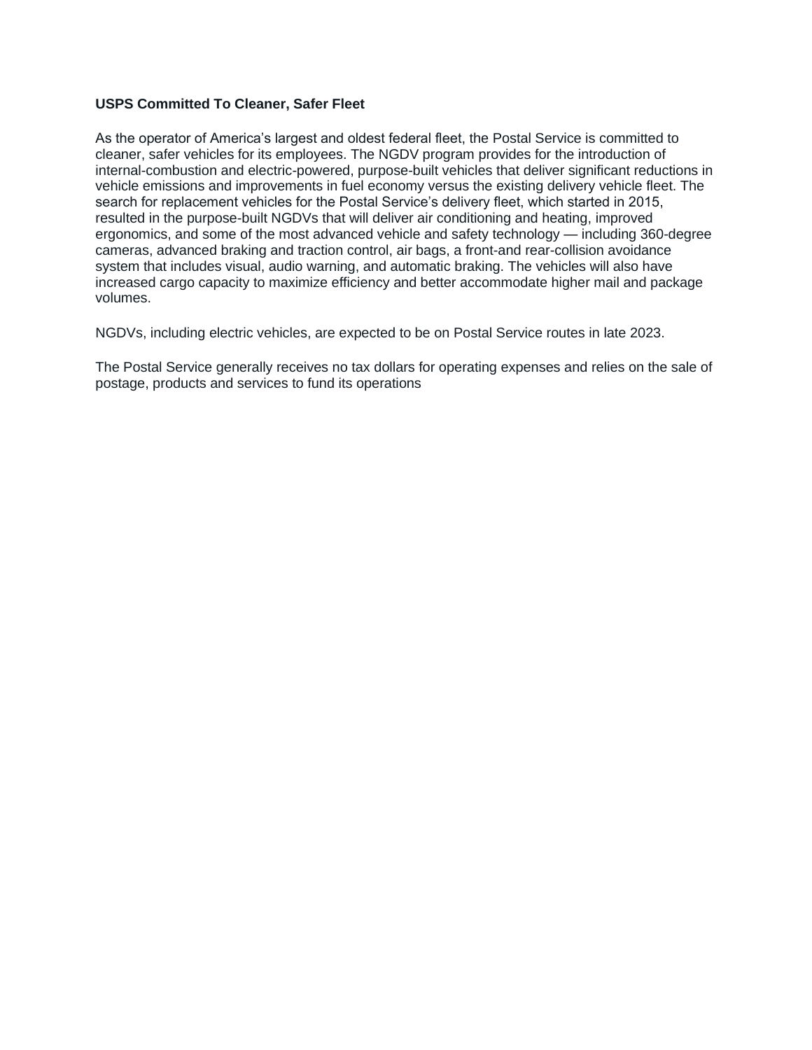**USPS Committed To Cleaner, Safer Fleet**

As the operator of America's largest and oldest federal fleet, the Postal Service is committed to cleaner, safer vehicles for its employees. The NGDV program provides for the introduction of internal-combustion and electric-powered, purpose-built vehicles that deliver significant reductions in vehicle emissions and improvements in fuel economy versus the existing delivery vehicle fleet. The search for replacement vehicles for the Postal Service's delivery fleet, which started in 2015, resulted in the purpose-built NGDVs that will deliver air conditioning and heating, improved ergonomics, and some of the most advanced vehicle and safety technology — including 360-degree cameras, advanced braking and traction control, air bags, a front-and rear-collision avoidance system that includes visual, audio warning, and automatic braking. The vehicles will also have increased cargo capacity to maximize efficiency and better accommodate higher mail and package volumes.

NGDVs, including electric vehicles, are expected to be on Postal Service routes in late 2023.

The Postal Service generally receives no tax dollars for operating expenses and relies on the sale of postage, products and services to fund its operations